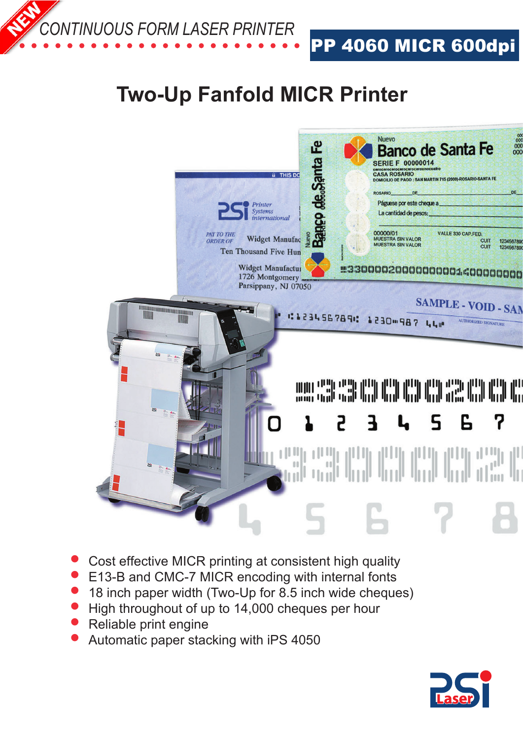NEW

CONTINUOUS FORM LASER PRINTER

**PP 4060 MICR 600dpi**

# Two-Up Fanfold MICR Printer

- Cost effective MICR printing at consistent high quality
- E13-B and CMC-7 MICR encoding with internal fonts
- 18 inch paper width (Two-Up for 8.5 inch wide cheques)
- High throughout of up to 14,000 cheques per hour
- Reliable print engine
- Automatic paper stacking with iPS 4050

PSI Laser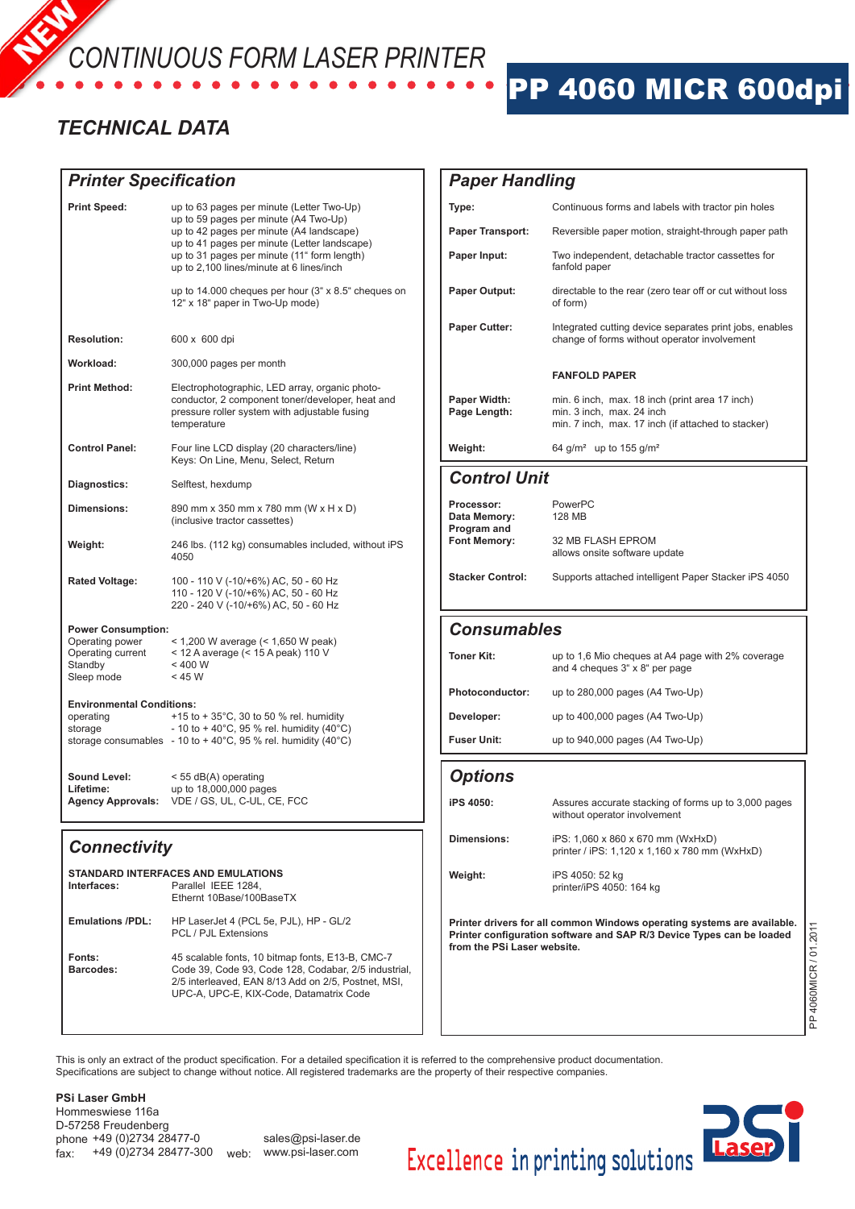NEW

# CONTINUOUS FORM LASER PRINTER

# PP 4060 MICR 600dpi

## TECHNICAL DATA

### Printer Specification

| | |
|---|---|
| **Print Speed:** | up to 63 pages per minute (Letter Two-Up)<br>up to 59 pages per minute (A4 Two-Up)<br>up to 42 pages per minute (A4 landscape)<br>up to 41 pages per minute (Letter landscape)<br>up to 31 pages per minute (11" form length)<br>up to 2,100 lines/minute at 6 lines/inch<br><br>up to 14.000 cheques per hour (3" x 8.5" cheques on 12" x 18" paper in Two-Up mode) |
| **Resolution:** | 600 x 600 dpi |
| **Workload:** | 300,000 pages per month |
| **Print Method:** | Electrophotographic, LED array, organic photo-conductor, 2 component toner/developer, heat and pressure roller system with adjustable fusing temperature |
| **Control Panel:** | Four line LCD display (20 characters/line)<br>Keys: On Line, Menu, Select, Return |
| **Diagnostics:** | Selftest, hexdump |
| **Dimensions:** | 890 mm x 350 mm x 780 mm (W x H x D)<br>(inclusive tractor cassettes) |
| **Weight:** | 246 lbs. (112 kg) consumables included, without iPS 4050 |
| **Rated Voltage:** | 100 - 110 V (-10/+6%) AC, 50 - 60 Hz<br>110 - 120 V (-10/+6%) AC, 50 - 60 Hz<br>220 - 240 V (-10/+6%) AC, 50 - 60 Hz |
| **Power Consumption:** | |
| Operating power | < 1,200 W average (< 1,650 W peak) |
| Operating current | < 12 A average (< 15 A peak) 110 V |
| Standby | < 400 W |
| Sleep mode | < 45 W |
| **Environmental Conditions:** | |
| operating | +15 to + 35°C, 30 to 50 % rel. humidity |
| storage | - 10 to + 40°C, 95 % rel. humidity (40°C) |
| storage consumables | - 10 to + 40°C, 95 % rel. humidity (40°C) |
| **Sound Level:** | < 55 dB(A) operating |
| **Lifetime:** | up to 18,000,000 pages |
| **Agency Approvals:** | VDE / GS, UL, C-UL, CE, FCC |

### Connectivity

**STANDARD INTERFACES AND EMULATIONS**

| | |
|---|---|
| **Interfaces:** | Parallel IEEE 1284,<br>Ethernt 10Base/100BaseTX |
| **Emulations /PDL:** | HP LaserJet 4 (PCL 5e, PJL), HP - GL/2<br>PCL / PJL Extensions |
| **Fonts:** | 45 scalable fonts, 10 bitmap fonts, E13-B, CMC-7 |
| **Barcodes:** | Code 39, Code 93, Code 128, Codabar, 2/5 industrial, 2/5 interleaved, EAN 8/13 Add on 2/5, Postnet, MSI, UPC-A, UPC-E, KIX-Code, Datamatrix Code |

### Paper Handling

| | |
|---|---|
| **Type:** | Continuous forms and labels with tractor pin holes |
| **Paper Transport:** | Reversible paper motion, straight-through paper path |
| **Paper Input:** | Two independent, detachable tractor cassettes for fanfold paper |
| **Paper Output:** | directable to the rear (zero tear off or cut without loss of form) |
| **Paper Cutter:** | Integrated cutting device separates print jobs, enables change of forms without operator involvement |
| | **FANFOLD PAPER** |
| **Paper Width:** | min. 6 inch, max. 18 inch (print area 17 inch) |
| **Page Length:** | min. 3 inch, max. 24 inch<br>min. 7 inch, max. 17 inch (if attached to stacker) |
| **Weight:** | 64 g/m² up to 155 g/m² |

### Control Unit

| | |
|---|---|
| **Processor:** | PowerPC |
| **Data Memory:** | 128 MB |
| **Program and Font Memory:** | 32 MB FLASH EPROM<br>allows onsite software update |
| **Stacker Control:** | Supports attached intelligent Paper Stacker iPS 4050 |

### Consumables

| | |
|---|---|
| **Toner Kit:** | up to 1,6 Mio cheques at A4 page with 2% coverage and 4 cheques 3" x 8" per page |
| **Photoconductor:** | up to 280,000 pages (A4 Two-Up) |
| **Developer:** | up to 400,000 pages (A4 Two-Up) |
| **Fuser Unit:** | up to 940,000 pages (A4 Two-Up) |

### Options

| | |
|---|---|
| **iPS 4050:** | Assures accurate stacking of forms up to 3,000 pages without operator involvement |
| **Dimensions:** | iPS: 1,060 x 860 x 670 mm (WxHxD)<br>printer / iPS: 1,120 x 1,160 x 780 mm (WxHxD) |
| **Weight:** | iPS 4050: 52 kg<br>printer/iPS 4050: 164 kg |

**Printer drivers for all common Windows operating systems are available. Printer configuration software and SAP R/3 Device Types can be loaded from the PSi Laser website.**

PP 4060MICR / 01.2011

This is only an extract of the product specification. For a detailed specification it is referred to the comprehensive product documentation.
Specifications are subject to change without notice. All registered trademarks are the property of their respective companies.

**PSi Laser GmbH**
Hommeswiese 116a
D-57258 Freudenberg
phone +49 (0)2734 28477-0
fax: +49 (0)2734 28477-300

sales@psi-laser.de
web: www.psi-laser.com

Excellence in printing solutions

PSi Laser